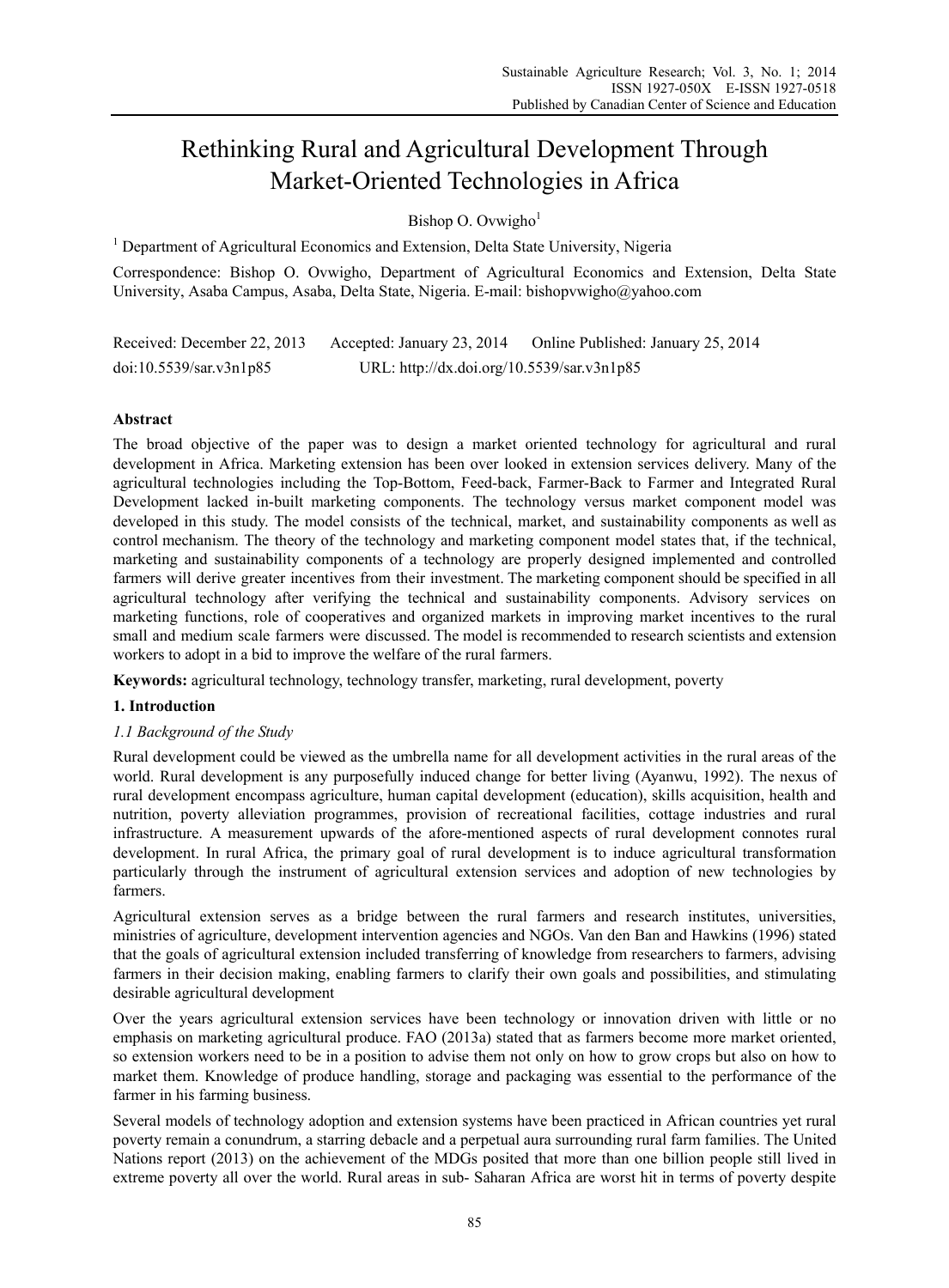# Rethinking Rural and Agricultural Development Through Market-Oriented Technologies in Africa

Bishop O. Ovwigho[1]

[1] Department of Agricultural Economics and Extension, Delta State University, Nigeria

Correspondence: Bishop O. Ovwigho, Department of Agricultural Economics and Extension, Delta State University, Asaba Campus, Asaba, Delta State, Nigeria. E-mail: bishopvwigho@yahoo.com

Received: December 22, 2013 Accepted: January 23, 2014 Online Published: January 25, 2014

doi:10.5539/sar.v3n1p85 URL: http://dx.doi.org/10.5539/sar.v3n1p85

## Abstract

The broad objective of the paper was to design a market oriented technology for agricultural and rural development in Africa. Marketing extension has been over looked in extension services delivery. Many of the agricultural technologies including the Top-Bottom, Feed-back, Farmer-Back to Farmer and Integrated Rural Development lacked in-built marketing components. The technology versus market component model was developed in this study. The model consists of the technical, market, and sustainability components as well as control mechanism. The theory of the technology and marketing component model states that, if the technical, marketing and sustainability components of a technology are properly designed implemented and controlled farmers will derive greater incentives from their investment. The marketing component should be specified in all agricultural technology after verifying the technical and sustainability components. Advisory services on marketing functions, role of cooperatives and organized markets in improving market incentives to the rural small and medium scale farmers were discussed. The model is recommended to research scientists and extension workers to adopt in a bid to improve the welfare of the rural farmers.

**Keywords:** agricultural technology, technology transfer, marketing, rural development, poverty

## 1. Introduction

### 1.1 Background of the Study

Rural development could be viewed as the umbrella name for all development activities in the rural areas of the world. Rural development is any purposefully induced change for better living (Ayanwu, 1992). The nexus of rural development encompass agriculture, human capital development (education), skills acquisition, health and nutrition, poverty alleviation programmes, provision of recreational facilities, cottage industries and rural infrastructure. A measurement upwards of the afore-mentioned aspects of rural development connotes rural development. In rural Africa, the primary goal of rural development is to induce agricultural transformation particularly through the instrument of agricultural extension services and adoption of new technologies by farmers.

Agricultural extension serves as a bridge between the rural farmers and research institutes, universities, ministries of agriculture, development intervention agencies and NGOs. Van den Ban and Hawkins (1996) stated that the goals of agricultural extension included transferring of knowledge from researchers to farmers, advising farmers in their decision making, enabling farmers to clarify their own goals and possibilities, and stimulating desirable agricultural development

Over the years agricultural extension services have been technology or innovation driven with little or no emphasis on marketing agricultural produce. FAO (2013a) stated that as farmers become more market oriented, so extension workers need to be in a position to advise them not only on how to grow crops but also on how to market them. Knowledge of produce handling, storage and packaging was essential to the performance of the farmer in his farming business.

Several models of technology adoption and extension systems have been practiced in African countries yet rural poverty remain a conundrum, a starring debacle and a perpetual aura surrounding rural farm families. The United Nations report (2013) on the achievement of the MDGs posited that more than one billion people still lived in extreme poverty all over the world. Rural areas in sub- Saharan Africa are worst hit in terms of poverty despite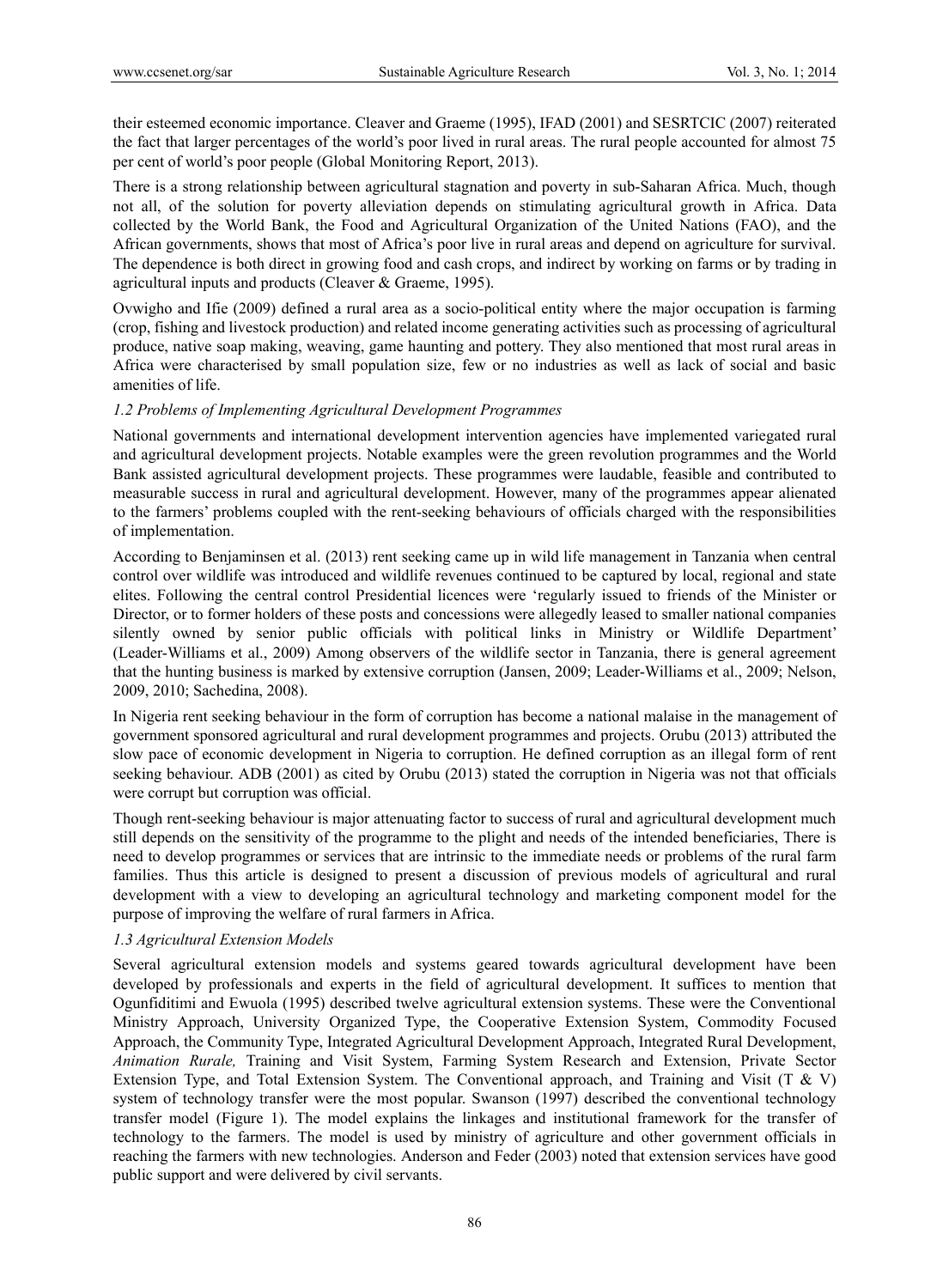their esteemed economic importance. Cleaver and Graeme (1995), IFAD (2001) and SESRTCIC (2007) reiterated the fact that larger percentages of the world's poor lived in rural areas. The rural people accounted for almost 75 per cent of world's poor people (Global Monitoring Report, 2013).

There is a strong relationship between agricultural stagnation and poverty in sub-Saharan Africa. Much, though not all, of the solution for poverty alleviation depends on stimulating agricultural growth in Africa. Data collected by the World Bank, the Food and Agricultural Organization of the United Nations (FAO), and the African governments, shows that most of Africa's poor live in rural areas and depend on agriculture for survival. The dependence is both direct in growing food and cash crops, and indirect by working on farms or by trading in agricultural inputs and products (Cleaver & Graeme, 1995).

Ovwigho and Ifie (2009) defined a rural area as a socio-political entity where the major occupation is farming (crop, fishing and livestock production) and related income generating activities such as processing of agricultural produce, native soap making, weaving, game haunting and pottery. They also mentioned that most rural areas in Africa were characterised by small population size, few or no industries as well as lack of social and basic amenities of life.

### *1.2 Problems of Implementing Agricultural Development Programmes*

National governments and international development intervention agencies have implemented variegated rural and agricultural development projects. Notable examples were the green revolution programmes and the World Bank assisted agricultural development projects. These programmes were laudable, feasible and contributed to measurable success in rural and agricultural development. However, many of the programmes appear alienated to the farmers' problems coupled with the rent-seeking behaviours of officials charged with the responsibilities of implementation.

According to Benjaminsen et al. (2013) rent seeking came up in wild life management in Tanzania when central control over wildlife was introduced and wildlife revenues continued to be captured by local, regional and state elites. Following the central control Presidential licences were 'regularly issued to friends of the Minister or Director, or to former holders of these posts and concessions were allegedly leased to smaller national companies silently owned by senior public officials with political links in Ministry or Wildlife Department' (Leader-Williams et al., 2009) Among observers of the wildlife sector in Tanzania, there is general agreement that the hunting business is marked by extensive corruption (Jansen, 2009; Leader-Williams et al., 2009; Nelson, 2009, 2010; Sachedina, 2008).

In Nigeria rent seeking behaviour in the form of corruption has become a national malaise in the management of government sponsored agricultural and rural development programmes and projects. Orubu (2013) attributed the slow pace of economic development in Nigeria to corruption. He defined corruption as an illegal form of rent seeking behaviour. ADB (2001) as cited by Orubu (2013) stated the corruption in Nigeria was not that officials were corrupt but corruption was official.

Though rent-seeking behaviour is major attenuating factor to success of rural and agricultural development much still depends on the sensitivity of the programme to the plight and needs of the intended beneficiaries, There is need to develop programmes or services that are intrinsic to the immediate needs or problems of the rural farm families. Thus this article is designed to present a discussion of previous models of agricultural and rural development with a view to developing an agricultural technology and marketing component model for the purpose of improving the welfare of rural farmers in Africa.

### *1.3 Agricultural Extension Models*

Several agricultural extension models and systems geared towards agricultural development have been developed by professionals and experts in the field of agricultural development. It suffices to mention that Ogunfiditimi and Ewuola (1995) described twelve agricultural extension systems. These were the Conventional Ministry Approach, University Organized Type, the Cooperative Extension System, Commodity Focused Approach, the Community Type, Integrated Agricultural Development Approach, Integrated Rural Development, *Animation Rurale,* Training and Visit System, Farming System Research and Extension, Private Sector Extension Type, and Total Extension System. The Conventional approach, and Training and Visit (T & V) system of technology transfer were the most popular. Swanson (1997) described the conventional technology transfer model (Figure 1). The model explains the linkages and institutional framework for the transfer of technology to the farmers. The model is used by ministry of agriculture and other government officials in reaching the farmers with new technologies. Anderson and Feder (2003) noted that extension services have good public support and were delivered by civil servants.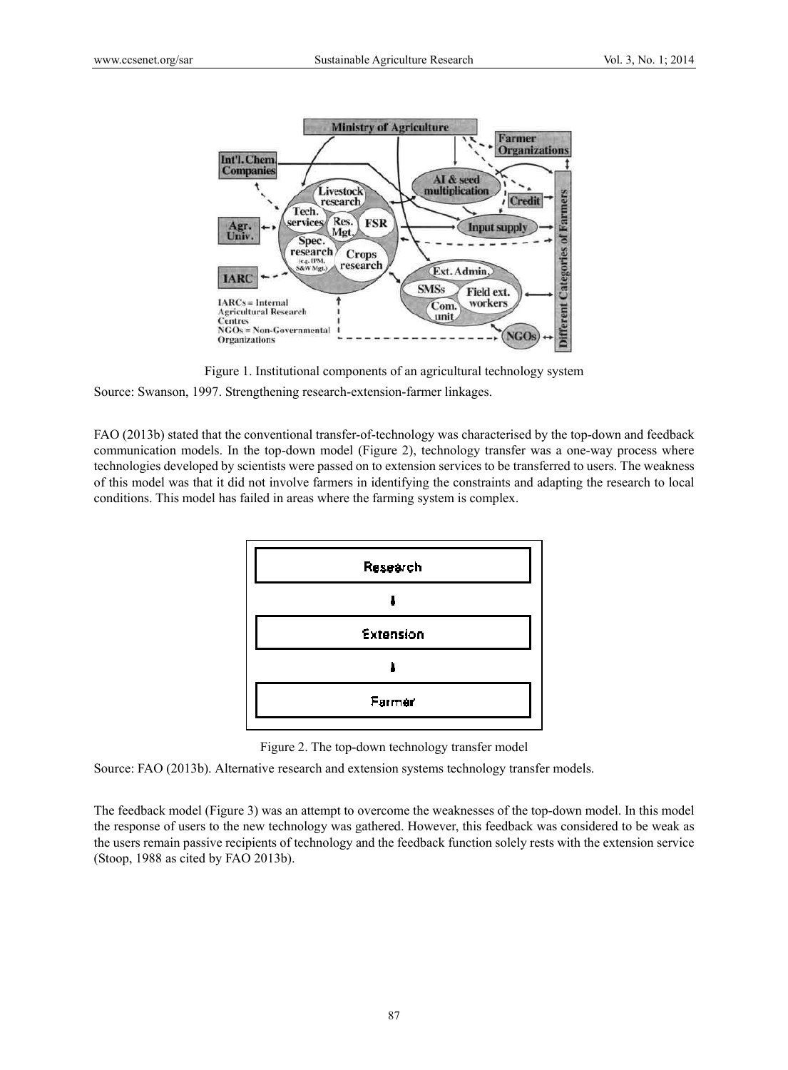Figure 1. Institutional components of an agricultural technology system

Source: Swanson, 1997. Strengthening research-extension-farmer linkages.

FAO (2013b) stated that the conventional transfer-of-technology was characterised by the top-down and feedback communication models. In the top-down model (Figure 2), technology transfer was a one-way process where technologies developed by scientists were passed on to extension services to be transferred to users. The weakness of this model was that it did not involve farmers in identifying the constraints and adapting the research to local conditions. This model has failed in areas where the farming system is complex.

Figure 2. The top-down technology transfer model

Source: FAO (2013b). Alternative research and extension systems technology transfer models.

The feedback model (Figure 3) was an attempt to overcome the weaknesses of the top-down model. In this model the response of users to the new technology was gathered. However, this feedback was considered to be weak as the users remain passive recipients of technology and the feedback function solely rests with the extension service (Stoop, 1988 as cited by FAO 2013b).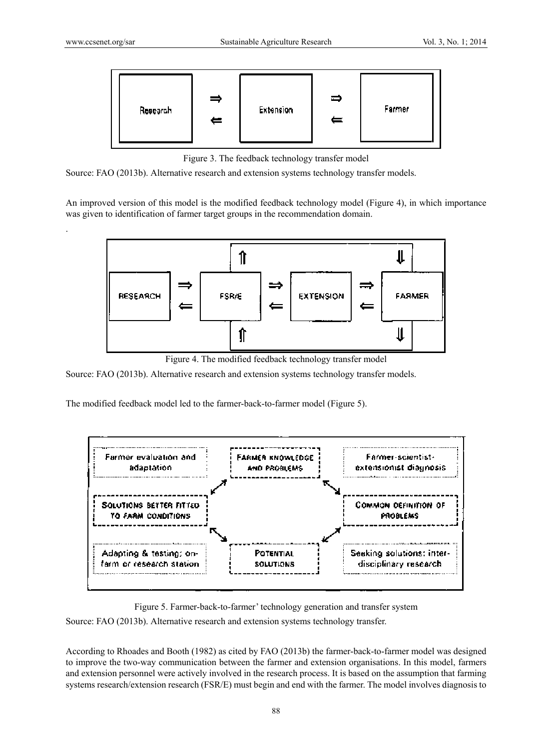Figure 3. The feedback technology transfer model

Source: FAO (2013b). Alternative research and extension systems technology transfer models.

An improved version of this model is the modified feedback technology model (Figure 4), in which importance was given to identification of farmer target groups in the recommendation domain.

.

Figure 4. The modified feedback technology transfer model

Source: FAO (2013b). Alternative research and extension systems technology transfer models.

The modified feedback model led to the farmer-back-to-farmer model (Figure 5).

Figure 5. Farmer-back-to-farmer' technology generation and transfer system

Source: FAO (2013b). Alternative research and extension systems technology transfer.

According to Rhoades and Booth (1982) as cited by FAO (2013b) the farmer-back-to-farmer model was designed to improve the two-way communication between the farmer and extension organisations. In this model, farmers and extension personnel were actively involved in the research process. It is based on the assumption that farming systems research/extension research (FSR/E) must begin and end with the farmer. The model involves diagnosis to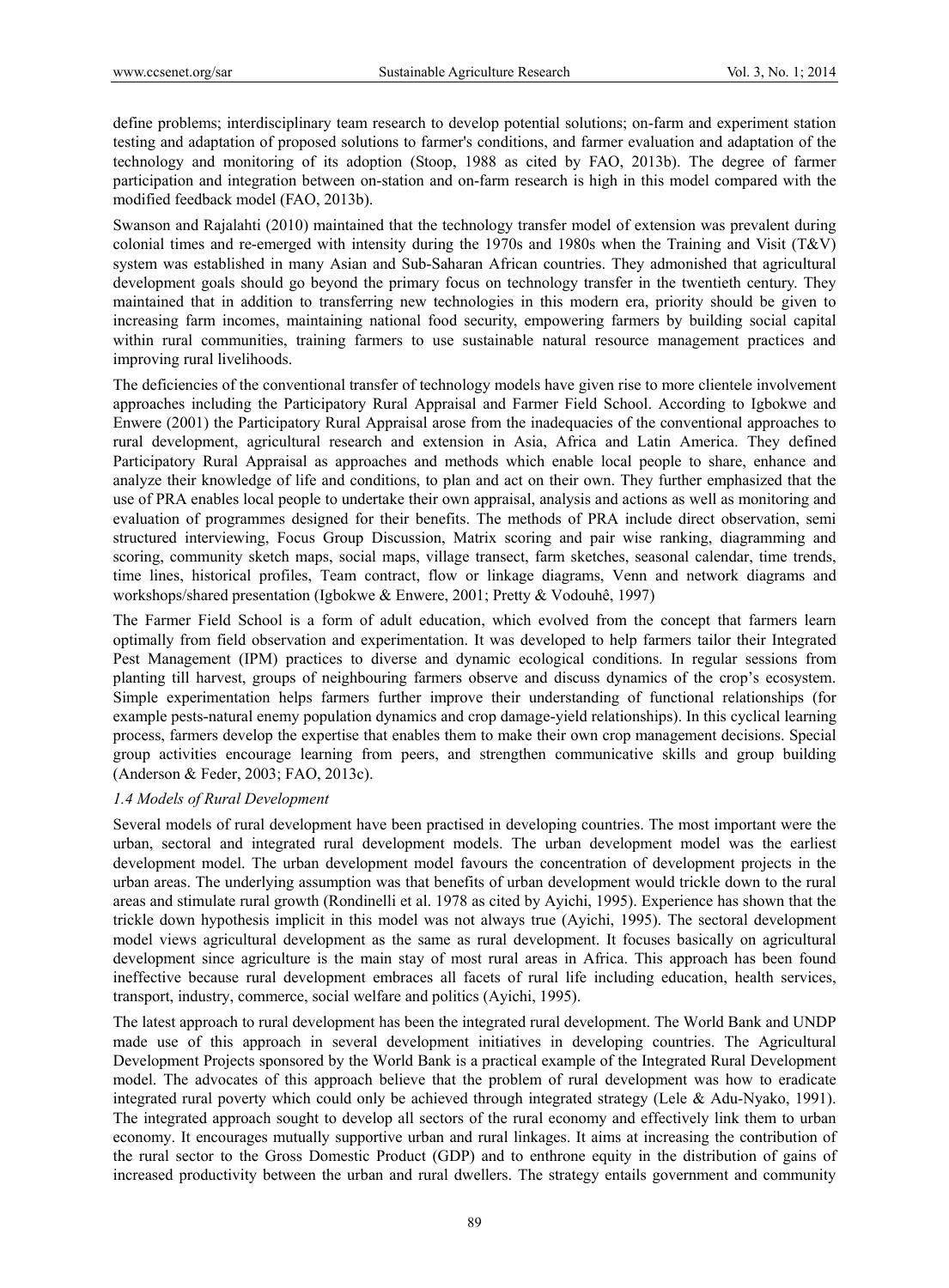define problems; interdisciplinary team research to develop potential solutions; on-farm and experiment station testing and adaptation of proposed solutions to farmer's conditions, and farmer evaluation and adaptation of the technology and monitoring of its adoption (Stoop, 1988 as cited by FAO, 2013b). The degree of farmer participation and integration between on-station and on-farm research is high in this model compared with the modified feedback model (FAO, 2013b).

Swanson and Rajalahti (2010) maintained that the technology transfer model of extension was prevalent during colonial times and re-emerged with intensity during the 1970s and 1980s when the Training and Visit (T&V) system was established in many Asian and Sub-Saharan African countries. They admonished that agricultural development goals should go beyond the primary focus on technology transfer in the twentieth century. They maintained that in addition to transferring new technologies in this modern era, priority should be given to increasing farm incomes, maintaining national food security, empowering farmers by building social capital within rural communities, training farmers to use sustainable natural resource management practices and improving rural livelihoods.

The deficiencies of the conventional transfer of technology models have given rise to more clientele involvement approaches including the Participatory Rural Appraisal and Farmer Field School. According to Igbokwe and Enwere (2001) the Participatory Rural Appraisal arose from the inadequacies of the conventional approaches to rural development, agricultural research and extension in Asia, Africa and Latin America. They defined Participatory Rural Appraisal as approaches and methods which enable local people to share, enhance and analyze their knowledge of life and conditions, to plan and act on their own. They further emphasized that the use of PRA enables local people to undertake their own appraisal, analysis and actions as well as monitoring and evaluation of programmes designed for their benefits. The methods of PRA include direct observation, semi structured interviewing, Focus Group Discussion, Matrix scoring and pair wise ranking, diagramming and scoring, community sketch maps, social maps, village transect, farm sketches, seasonal calendar, time trends, time lines, historical profiles, Team contract, flow or linkage diagrams, Venn and network diagrams and workshops/shared presentation (Igbokwe & Enwere, 2001; Pretty & Vodouhê, 1997)

The Farmer Field School is a form of adult education, which evolved from the concept that farmers learn optimally from field observation and experimentation. It was developed to help farmers tailor their Integrated Pest Management (IPM) practices to diverse and dynamic ecological conditions. In regular sessions from planting till harvest, groups of neighbouring farmers observe and discuss dynamics of the crop's ecosystem. Simple experimentation helps farmers further improve their understanding of functional relationships (for example pests-natural enemy population dynamics and crop damage-yield relationships). In this cyclical learning process, farmers develop the expertise that enables them to make their own crop management decisions. Special group activities encourage learning from peers, and strengthen communicative skills and group building (Anderson & Feder, 2003; FAO, 2013c).

### *1.4 Models of Rural Development*

Several models of rural development have been practised in developing countries. The most important were the urban, sectoral and integrated rural development models. The urban development model was the earliest development model. The urban development model favours the concentration of development projects in the urban areas. The underlying assumption was that benefits of urban development would trickle down to the rural areas and stimulate rural growth (Rondinelli et al. 1978 as cited by Ayichi, 1995). Experience has shown that the trickle down hypothesis implicit in this model was not always true (Ayichi, 1995). The sectoral development model views agricultural development as the same as rural development. It focuses basically on agricultural development since agriculture is the main stay of most rural areas in Africa. This approach has been found ineffective because rural development embraces all facets of rural life including education, health services, transport, industry, commerce, social welfare and politics (Ayichi, 1995).

The latest approach to rural development has been the integrated rural development. The World Bank and UNDP made use of this approach in several development initiatives in developing countries. The Agricultural Development Projects sponsored by the World Bank is a practical example of the Integrated Rural Development model. The advocates of this approach believe that the problem of rural development was how to eradicate integrated rural poverty which could only be achieved through integrated strategy (Lele & Adu-Nyako, 1991). The integrated approach sought to develop all sectors of the rural economy and effectively link them to urban economy. It encourages mutually supportive urban and rural linkages. It aims at increasing the contribution of the rural sector to the Gross Domestic Product (GDP) and to enthrone equity in the distribution of gains of increased productivity between the urban and rural dwellers. The strategy entails government and community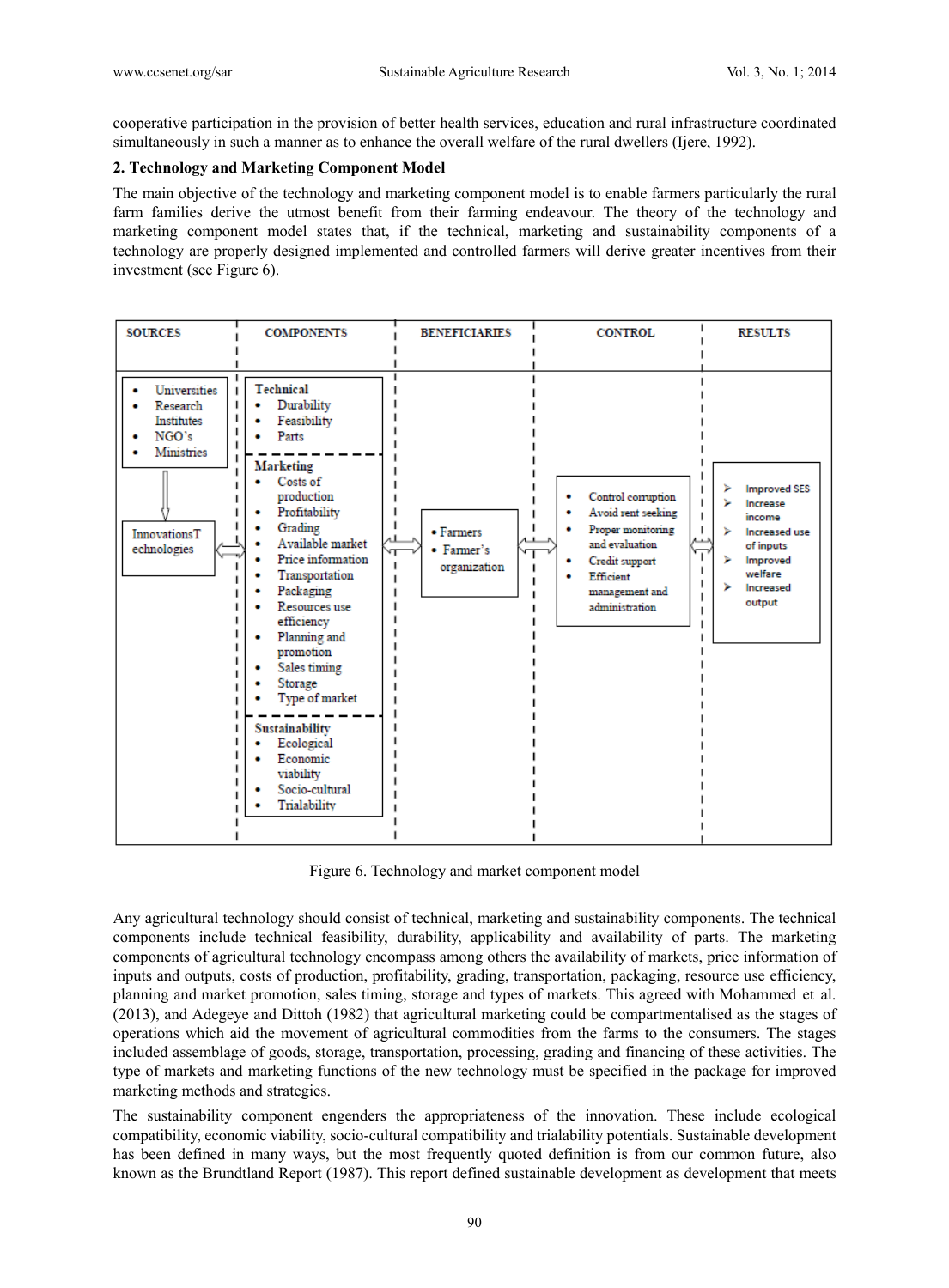cooperative participation in the provision of better health services, education and rural infrastructure coordinated simultaneously in such a manner as to enhance the overall welfare of the rural dwellers (Ijere, 1992).

## 2. Technology and Marketing Component Model

The main objective of the technology and marketing component model is to enable farmers particularly the rural farm families derive the utmost benefit from their farming endeavour. The theory of the technology and marketing component model states that, if the technical, marketing and sustainability components of a technology are properly designed implemented and controlled farmers will derive greater incentives from their investment (see Figure 6).

| SOURCES | COMPONENTS | BENEFICIARIES | CONTROL | RESULTS |
|---|---|---|---|---|
| • Universities<br>• Research Institutes<br>• NGO's<br>• Ministries<br>↓<br>InnovationsTechnologies | **Technical**<br>• Durability<br>• Feasibility<br>• Parts<br>**Marketing**<br>• Costs of production<br>• Profitability<br>• Grading<br>• Available market<br>• Price information<br>• Transportation<br>• Packaging<br>• Resources use efficiency<br>• Planning and promotion<br>• Sales timing<br>• Storage<br>• Type of market<br>**Sustainability**<br>• Ecological<br>• Economic viability<br>• Socio-cultural<br>• Trialability | • Farmers<br>• Farmer's organization | • Control corruption<br>• Avoid rent seeking<br>• Proper monitoring and evaluation<br>• Credit support<br>• Efficient management and administration | ➢ Improved SES<br>➢ Increase income<br>➢ Increased use of inputs<br>➢ Improved welfare<br>➢ Increased output |

Figure 6. Technology and market component model

Any agricultural technology should consist of technical, marketing and sustainability components. The technical components include technical feasibility, durability, applicability and availability of parts. The marketing components of agricultural technology encompass among others the availability of markets, price information of inputs and outputs, costs of production, profitability, grading, transportation, packaging, resource use efficiency, planning and market promotion, sales timing, storage and types of markets. This agreed with Mohammed et al. (2013), and Adegeye and Dittoh (1982) that agricultural marketing could be compartmentalised as the stages of operations which aid the movement of agricultural commodities from the farms to the consumers. The stages included assemblage of goods, storage, transportation, processing, grading and financing of these activities. The type of markets and marketing functions of the new technology must be specified in the package for improved marketing methods and strategies.

The sustainability component engenders the appropriateness of the innovation. These include ecological compatibility, economic viability, socio-cultural compatibility and trialability potentials. Sustainable development has been defined in many ways, but the most frequently quoted definition is from our common future, also known as the Brundtland Report (1987). This report defined sustainable development as development that meets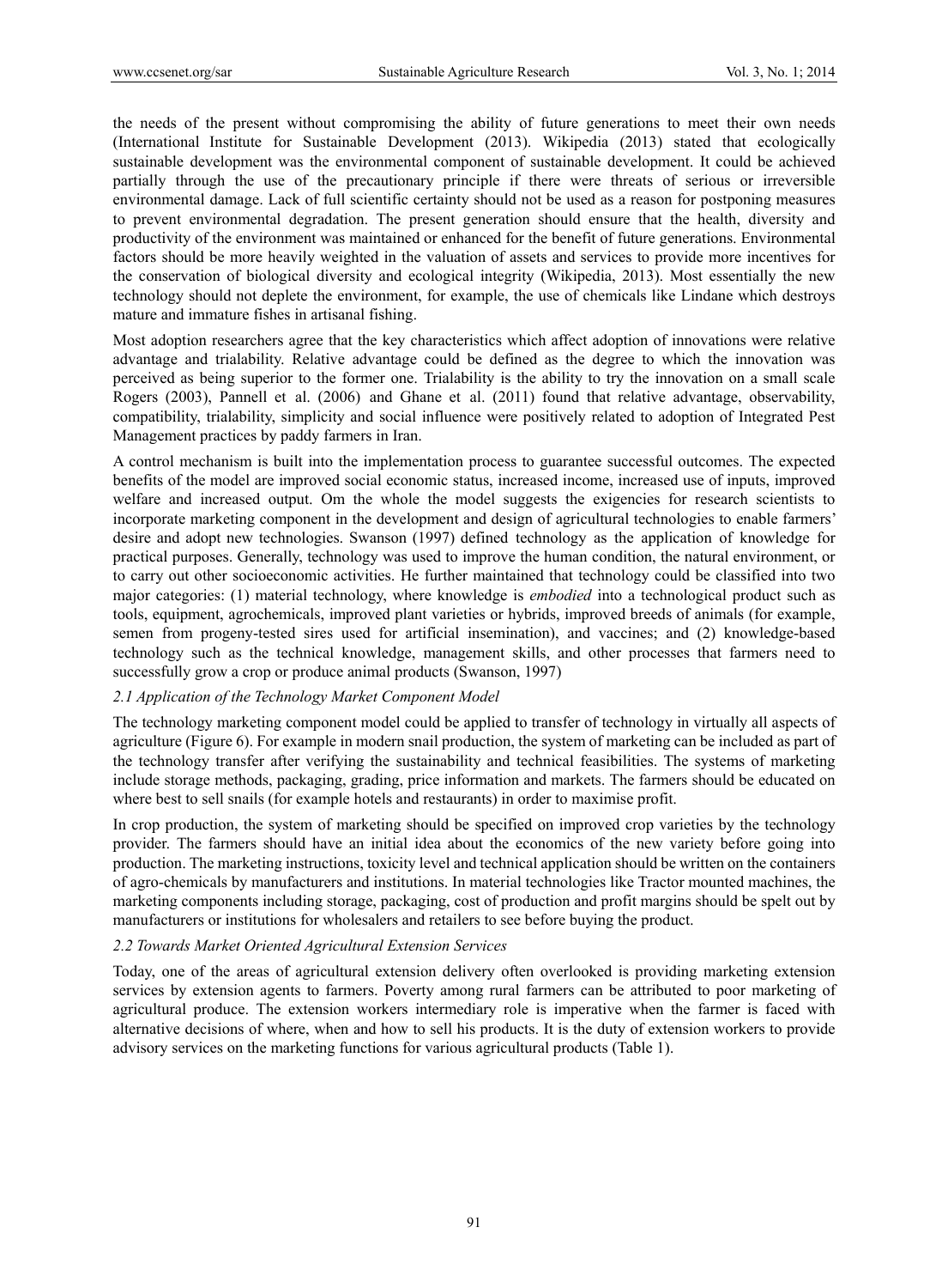the needs of the present without compromising the ability of future generations to meet their own needs (International Institute for Sustainable Development (2013). Wikipedia (2013) stated that ecologically sustainable development was the environmental component of sustainable development. It could be achieved partially through the use of the precautionary principle if there were threats of serious or irreversible environmental damage. Lack of full scientific certainty should not be used as a reason for postponing measures to prevent environmental degradation. The present generation should ensure that the health, diversity and productivity of the environment was maintained or enhanced for the benefit of future generations. Environmental factors should be more heavily weighted in the valuation of assets and services to provide more incentives for the conservation of biological diversity and ecological integrity (Wikipedia, 2013). Most essentially the new technology should not deplete the environment, for example, the use of chemicals like Lindane which destroys mature and immature fishes in artisanal fishing.

Most adoption researchers agree that the key characteristics which affect adoption of innovations were relative advantage and trialability. Relative advantage could be defined as the degree to which the innovation was perceived as being superior to the former one. Trialability is the ability to try the innovation on a small scale Rogers (2003), Pannell et al. (2006) and Ghane et al. (2011) found that relative advantage, observability, compatibility, trialability, simplicity and social influence were positively related to adoption of Integrated Pest Management practices by paddy farmers in Iran.

A control mechanism is built into the implementation process to guarantee successful outcomes. The expected benefits of the model are improved social economic status, increased income, increased use of inputs, improved welfare and increased output. Om the whole the model suggests the exigencies for research scientists to incorporate marketing component in the development and design of agricultural technologies to enable farmers' desire and adopt new technologies. Swanson (1997) defined technology as the application of knowledge for practical purposes. Generally, technology was used to improve the human condition, the natural environment, or to carry out other socioeconomic activities. He further maintained that technology could be classified into two major categories: (1) material technology, where knowledge is *embodied* into a technological product such as tools, equipment, agrochemicals, improved plant varieties or hybrids, improved breeds of animals (for example, semen from progeny-tested sires used for artificial insemination), and vaccines; and (2) knowledge-based technology such as the technical knowledge, management skills, and other processes that farmers need to successfully grow a crop or produce animal products (Swanson, 1997)

### *2.1 Application of the Technology Market Component Model*

The technology marketing component model could be applied to transfer of technology in virtually all aspects of agriculture (Figure 6). For example in modern snail production, the system of marketing can be included as part of the technology transfer after verifying the sustainability and technical feasibilities. The systems of marketing include storage methods, packaging, grading, price information and markets. The farmers should be educated on where best to sell snails (for example hotels and restaurants) in order to maximise profit.

In crop production, the system of marketing should be specified on improved crop varieties by the technology provider. The farmers should have an initial idea about the economics of the new variety before going into production. The marketing instructions, toxicity level and technical application should be written on the containers of agro-chemicals by manufacturers and institutions. In material technologies like Tractor mounted machines, the marketing components including storage, packaging, cost of production and profit margins should be spelt out by manufacturers or institutions for wholesalers and retailers to see before buying the product.

### *2.2 Towards Market Oriented Agricultural Extension Services*

Today, one of the areas of agricultural extension delivery often overlooked is providing marketing extension services by extension agents to farmers. Poverty among rural farmers can be attributed to poor marketing of agricultural produce. The extension workers intermediary role is imperative when the farmer is faced with alternative decisions of where, when and how to sell his products. It is the duty of extension workers to provide advisory services on the marketing functions for various agricultural products (Table 1).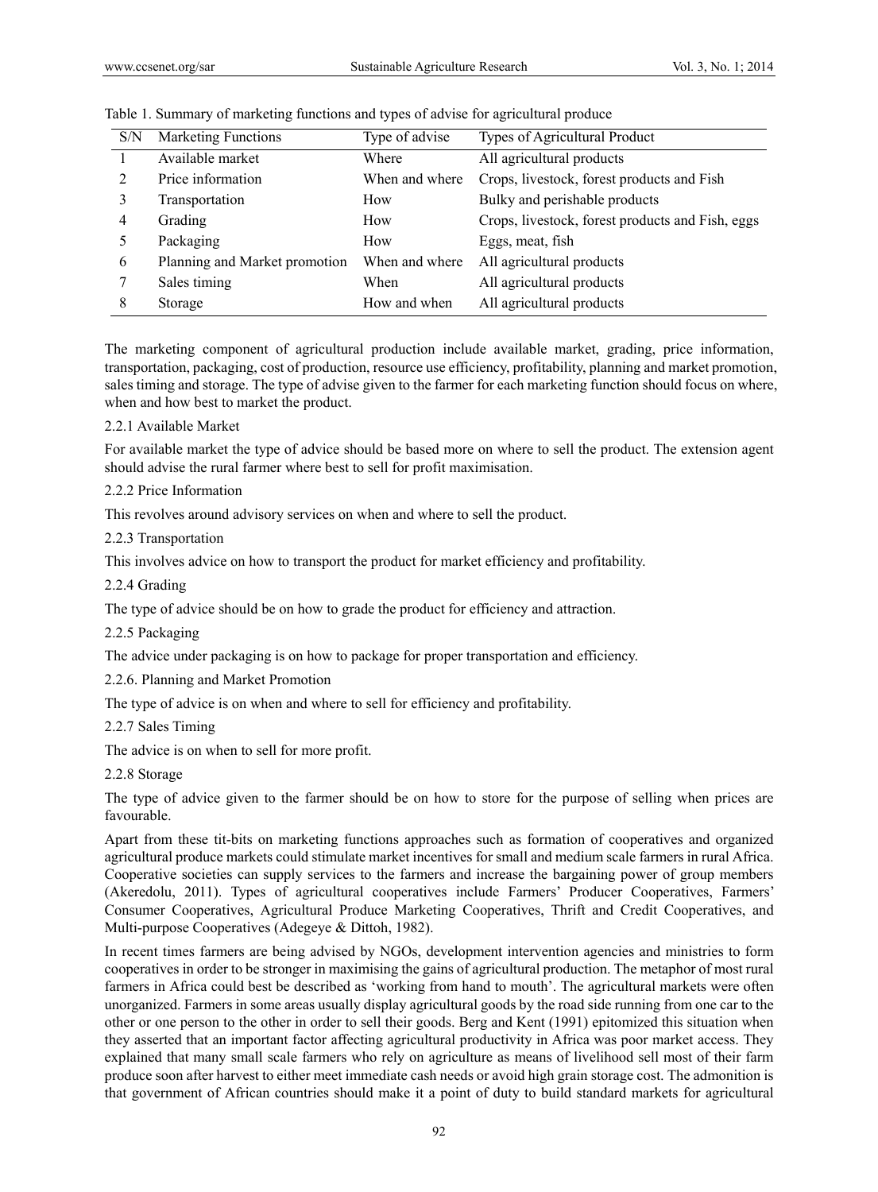Table 1. Summary of marketing functions and types of advise for agricultural produce

| S/N | Marketing Functions | Type of advise | Types of Agricultural Product |
|---|---|---|---|
| 1 | Available market | Where | All agricultural products |
| 2 | Price information | When and where | Crops, livestock, forest products and Fish |
| 3 | Transportation | How | Bulky and perishable products |
| 4 | Grading | How | Crops, livestock, forest products and Fish, eggs |
| 5 | Packaging | How | Eggs, meat, fish |
| 6 | Planning and Market promotion | When and where | All agricultural products |
| 7 | Sales timing | When | All agricultural products |
| 8 | Storage | How and when | All agricultural products |

The marketing component of agricultural production include available market, grading, price information, transportation, packaging, cost of production, resource use efficiency, profitability, planning and market promotion, sales timing and storage. The type of advise given to the farmer for each marketing function should focus on where, when and how best to market the product.

#### 2.2.1 Available Market

For available market the type of advice should be based more on where to sell the product. The extension agent should advise the rural farmer where best to sell for profit maximisation.

#### 2.2.2 Price Information

This revolves around advisory services on when and where to sell the product.

#### 2.2.3 Transportation

This involves advice on how to transport the product for market efficiency and profitability.

#### 2.2.4 Grading

The type of advice should be on how to grade the product for efficiency and attraction.

#### 2.2.5 Packaging

The advice under packaging is on how to package for proper transportation and efficiency.

#### 2.2.6. Planning and Market Promotion

The type of advice is on when and where to sell for efficiency and profitability.

#### 2.2.7 Sales Timing

The advice is on when to sell for more profit.

#### 2.2.8 Storage

The type of advice given to the farmer should be on how to store for the purpose of selling when prices are favourable.

Apart from these tit-bits on marketing functions approaches such as formation of cooperatives and organized agricultural produce markets could stimulate market incentives for small and medium scale farmers in rural Africa. Cooperative societies can supply services to the farmers and increase the bargaining power of group members (Akeredolu, 2011). Types of agricultural cooperatives include Farmers' Producer Cooperatives, Farmers' Consumer Cooperatives, Agricultural Produce Marketing Cooperatives, Thrift and Credit Cooperatives, and Multi-purpose Cooperatives (Adegeye & Dittoh, 1982).

In recent times farmers are being advised by NGOs, development intervention agencies and ministries to form cooperatives in order to be stronger in maximising the gains of agricultural production. The metaphor of most rural farmers in Africa could best be described as 'working from hand to mouth'. The agricultural markets were often unorganized. Farmers in some areas usually display agricultural goods by the road side running from one car to the other or one person to the other in order to sell their goods. Berg and Kent (1991) epitomized this situation when they asserted that an important factor affecting agricultural productivity in Africa was poor market access. They explained that many small scale farmers who rely on agriculture as means of livelihood sell most of their farm produce soon after harvest to either meet immediate cash needs or avoid high grain storage cost. The admonition is that government of African countries should make it a point of duty to build standard markets for agricultural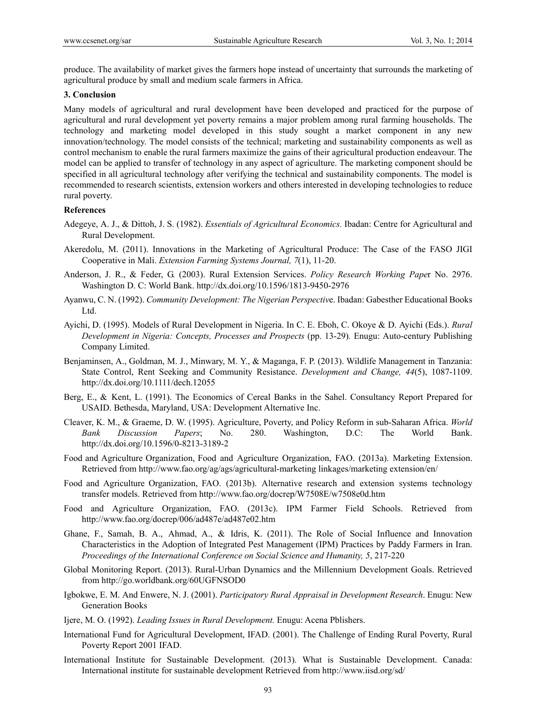produce. The availability of market gives the farmers hope instead of uncertainty that surrounds the marketing of agricultural produce by small and medium scale farmers in Africa.

## 3. Conclusion

Many models of agricultural and rural development have been developed and practiced for the purpose of agricultural and rural development yet poverty remains a major problem among rural farming households. The technology and marketing model developed in this study sought a market component in any new innovation/technology. The model consists of the technical; marketing and sustainability components as well as control mechanism to enable the rural farmers maximize the gains of their agricultural production endeavour. The model can be applied to transfer of technology in any aspect of agriculture. The marketing component should be specified in all agricultural technology after verifying the technical and sustainability components. The model is recommended to research scientists, extension workers and others interested in developing technologies to reduce rural poverty.

## References

Adegeye, A. J., & Dittoh, J. S. (1982). *Essentials of Agricultural Economics.* Ibadan: Centre for Agricultural and Rural Development.

Akeredolu, M. (2011). Innovations in the Marketing of Agricultural Produce: The Case of the FASO JIGI Cooperative in Mali. *Extension Farming Systems Journal, 7*(1), 11-20.

Anderson, J. R., & Feder, G. (2003). Rural Extension Services. *Policy Research Working Pape*r No. 2976. Washington D. C: World Bank. http://dx.doi.org/10.1596/1813-9450-2976

Ayanwu, C. N. (1992). *Community Development: The Nigerian Perspectiv*e. Ibadan: Gabesther Educational Books Ltd.

Ayichi, D. (1995). Models of Rural Development in Nigeria. In C. E. Eboh, C. Okoye & D. Ayichi (Eds.). *Rural Development in Nigeria: Concepts, Processes and Prospects* (pp. 13-29)*.* Enugu: Auto-century Publishing Company Limited.

Benjaminsen, A., Goldman, M. J., Minwary, M. Y., & Maganga, F. P. (2013). Wildlife Management in Tanzania: State Control, Rent Seeking and Community Resistance. *Development and Change, 44*(5), 1087-1109. http://dx.doi.org/10.1111/dech.12055

Berg, E., & Kent, L. (1991). The Economics of Cereal Banks in the Sahel. Consultancy Report Prepared for USAID. Bethesda, Maryland, USA: Development Alternative Inc.

Cleaver, K. M., & Graeme, D. W. (1995). Agriculture, Poverty, and Policy Reform in sub-Saharan Africa. *World Bank Discussion Papers*; No. 280. Washington, D.C: The World Bank. http://dx.doi.org/10.1596/0-8213-3189-2

Food and Agriculture Organization, Food and Agriculture Organization, FAO. (2013a). Marketing Extension. Retrieved from http://www.fao.org/ag/ags/agricultural-marketing linkages/marketing extension/en/

Food and Agriculture Organization, FAO. (2013b). Alternative research and extension systems technology transfer models. Retrieved from http://www.fao.org/docrep/W7508E/w7508e0d.htm

Food and Agriculture Organization, FAO. (2013c). IPM Farmer Field Schools. Retrieved from http://www.fao.org/docrep/006/ad487e/ad487e02.htm

Ghane, F., Samah, B. A., Ahmad, A., & Idris, K. (2011). The Role of Social Influence and Innovation Characteristics in the Adoption of Integrated Pest Management (IPM) Practices by Paddy Farmers in Iran. *Proceedings of the International Conference on Social Science and Humanity, 5*, 217-220

Global Monitoring Report. (2013). Rural-Urban Dynamics and the Millennium Development Goals. Retrieved from http://go.worldbank.org/60UGFNSOD0

Igbokwe, E. M. And Enwere, N. J. (2001). *Participatory Rural Appraisal in Development Research*. Enugu: New Generation Books

Ijere, M. O. (1992). *Leading Issues in Rural Development.* Enugu: Acena Pblishers.

International Fund for Agricultural Development, IFAD. (2001). The Challenge of Ending Rural Poverty, Rural Poverty Report 2001 IFAD.

International Institute for Sustainable Development. (2013). What is Sustainable Development. Canada: International institute for sustainable development Retrieved from http://www.iisd.org/sd/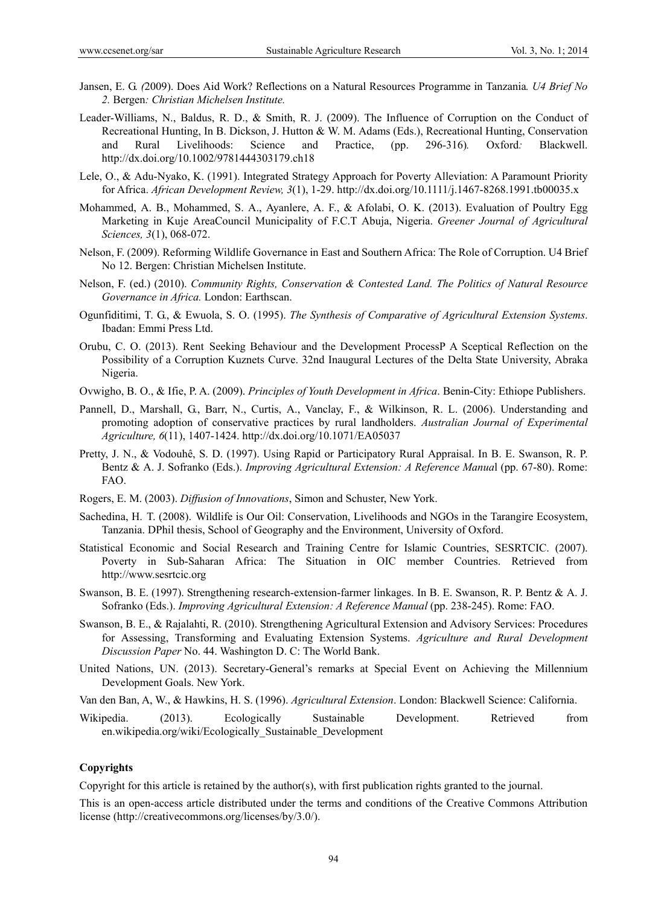Jansen, E. G. *(*2009). Does Aid Work? Reflections on a Natural Resources Programme in Tanzania*. U4 Brief No 2.* Bergen*: Christian Michelsen Institute.*

Leader-Williams, N., Baldus, R. D., & Smith, R. J. (2009). The Influence of Corruption on the Conduct of Recreational Hunting, In B. Dickson, J. Hutton & W. M. Adams (Eds.), Recreational Hunting, Conservation and Rural Livelihoods: Science and Practice, (pp. 296-316)*.* Oxford*:* Blackwell. http://dx.doi.org/10.1002/9781444303179.ch18

Lele, O., & Adu-Nyako, K. (1991). Integrated Strategy Approach for Poverty Alleviation: A Paramount Priority for Africa. *African Development Review, 3*(1), 1-29. http://dx.doi.org/10.1111/j.1467-8268.1991.tb00035.x

Mohammed, A. B., Mohammed, S. A., Ayanlere, A. F., & Afolabi, O. K. (2013). Evaluation of Poultry Egg Marketing in Kuje AreaCouncil Municipality of F.C.T Abuja, Nigeria. *Greener Journal of Agricultural Sciences, 3*(1), 068-072.

Nelson, F. (2009). Reforming Wildlife Governance in East and Southern Africa: The Role of Corruption. U4 Brief No 12. Bergen: Christian Michelsen Institute.

Nelson, F. (ed.) (2010). *Community Rights, Conservation & Contested Land. The Politics of Natural Resource Governance in Africa.* London: Earthscan.

Ogunfiditimi, T. G., & Ewuola, S. O. (1995). *The Synthesis of Comparative of Agricultural Extension Systems*. Ibadan: Emmi Press Ltd.

Orubu, C. O. (2013). Rent Seeking Behaviour and the Development ProcessP A Sceptical Reflection on the Possibility of a Corruption Kuznets Curve. 32nd Inaugural Lectures of the Delta State University, Abraka Nigeria.

Ovwigho, B. O., & Ifie, P. A. (2009). *Principles of Youth Development in Africa*. Benin-City: Ethiope Publishers.

Pannell, D., Marshall, G., Barr, N., Curtis, A., Vanclay, F., & Wilkinson, R. L. (2006). Understanding and promoting adoption of conservative practices by rural landholders. *Australian Journal of Experimental Agriculture, 6*(11), 1407-1424. http://dx.doi.org/10.1071/EA05037

Pretty, J. N., & Vodouhê, S. D. (1997). Using Rapid or Participatory Rural Appraisal. In B. E. Swanson, R. P. Bentz & A. J. Sofranko (Eds.). *Improving Agricultural Extension: A Reference Manua*l (pp. 67-80). Rome: FAO.

Rogers, E. M. (2003). *Diffusion of Innovations*, Simon and Schuster, New York.

Sachedina, H. T. (2008). Wildlife is Our Oil: Conservation, Livelihoods and NGOs in the Tarangire Ecosystem, Tanzania. DPhil thesis, School of Geography and the Environment, University of Oxford.

Statistical Economic and Social Research and Training Centre for Islamic Countries, SESRTCIC. (2007). Poverty in Sub-Saharan Africa: The Situation in OIC member Countries. Retrieved from http://www.sesrtcic.org

Swanson, B. E. (1997). Strengthening research-extension-farmer linkages. In B. E. Swanson, R. P. Bentz & A. J. Sofranko (Eds.). *Improving Agricultural Extension: A Reference Manual* (pp. 238-245). Rome: FAO.

Swanson, B. E., & Rajalahti, R. (2010). Strengthening Agricultural Extension and Advisory Services: Procedures for Assessing, Transforming and Evaluating Extension Systems. *Agriculture and Rural Development Discussion Paper* No. 44. Washington D. C: The World Bank.

United Nations, UN. (2013). Secretary-General's remarks at Special Event on Achieving the Millennium Development Goals. New York.

Van den Ban, A, W., & Hawkins, H. S. (1996). *Agricultural Extension*. London: Blackwell Science: California.

Wikipedia. (2013). Ecologically Sustainable Development. Retrieved from en.wikipedia.org/wiki/Ecologically_Sustainable_Development

**Copyrights**

Copyright for this article is retained by the author(s), with first publication rights granted to the journal.

This is an open-access article distributed under the terms and conditions of the Creative Commons Attribution license (http://creativecommons.org/licenses/by/3.0/).